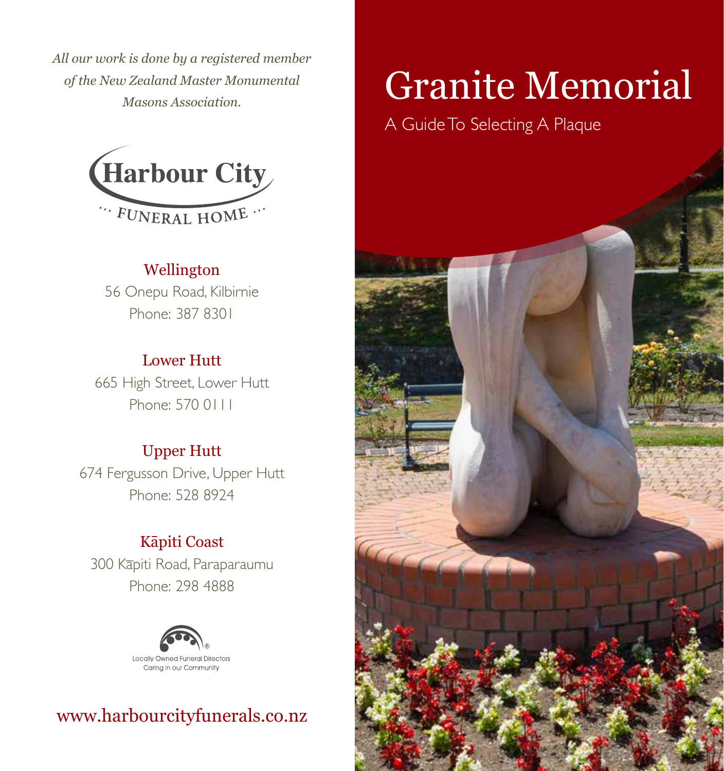*All our work is done by a registered member of the New Zealand Master Monumental Masons Association.*

Harbour City

FUNERAL HOME

**Wellington**
56 Onepu Road, Kilbirnie
Phone: 387 8301

**Lower Hutt**
665 High Street, Lower Hutt
Phone: 570 0111

**Upper Hutt**
674 Fergusson Drive, Upper Hutt
Phone: 528 8924

**Kāpiti Coast**
300 Kāpiti Road, Paraparaumu
Phone: 298 4888

Locally Owned Funeral Directors
Caring in our Community

www.harbourcityfunerals.co.nz

# Granite Memorial

## A Guide To Selecting A Plaque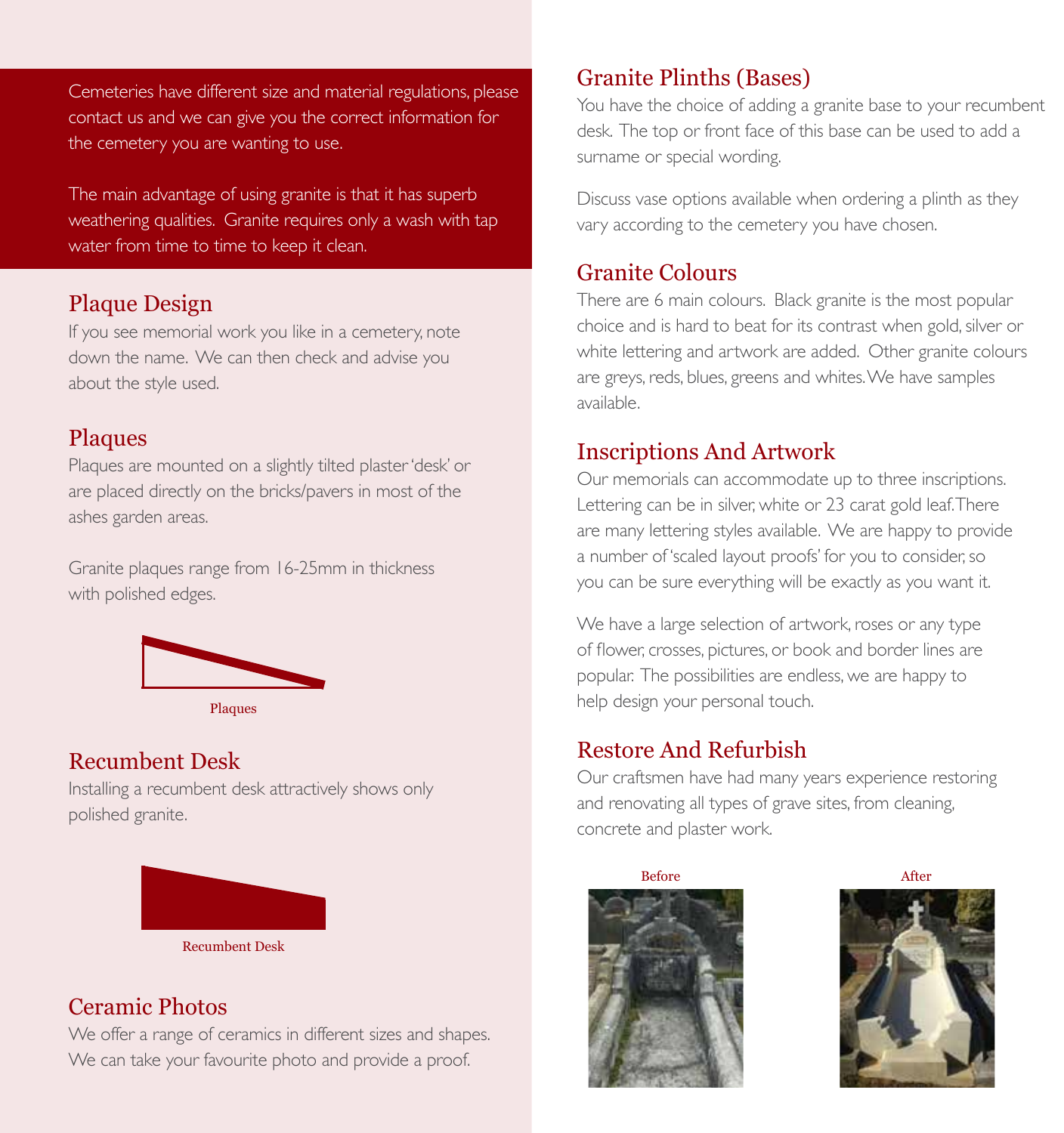Cemeteries have different size and material regulations, please contact us and we can give you the correct information for the cemetery you are wanting to use.

The main advantage of using granite is that it has superb weathering qualities. Granite requires only a wash with tap water from time to time to keep it clean.

## Plaque Design

If you see memorial work you like in a cemetery, note down the name. We can then check and advise you about the style used.

## Plaques

Plaques are mounted on a slightly tilted plaster 'desk' or are placed directly on the bricks/pavers in most of the ashes garden areas.

Granite plaques range from 16-25mm in thickness with polished edges.

Plaques

## Recumbent Desk

Installing a recumbent desk attractively shows only polished granite.

Recumbent Desk

## Ceramic Photos

We offer a range of ceramics in different sizes and shapes. We can take your favourite photo and provide a proof.

## Granite Plinths (Bases)

You have the choice of adding a granite base to your recumbent desk. The top or front face of this base can be used to add a surname or special wording.

Discuss vase options available when ordering a plinth as they vary according to the cemetery you have chosen.

## Granite Colours

There are 6 main colours. Black granite is the most popular choice and is hard to beat for its contrast when gold, silver or white lettering and artwork are added. Other granite colours are greys, reds, blues, greens and whites. We have samples available.

## Inscriptions And Artwork

Our memorials can accommodate up to three inscriptions. Lettering can be in silver, white or 23 carat gold leaf. There are many lettering styles available. We are happy to provide a number of 'scaled layout proofs' for you to consider, so you can be sure everything will be exactly as you want it.

We have a large selection of artwork, roses or any type of flower, crosses, pictures, or book and border lines are popular. The possibilities are endless, we are happy to help design your personal touch.

## Restore And Refurbish

Our craftsmen have had many years experience restoring and renovating all types of grave sites, from cleaning, concrete and plaster work.

Before

After